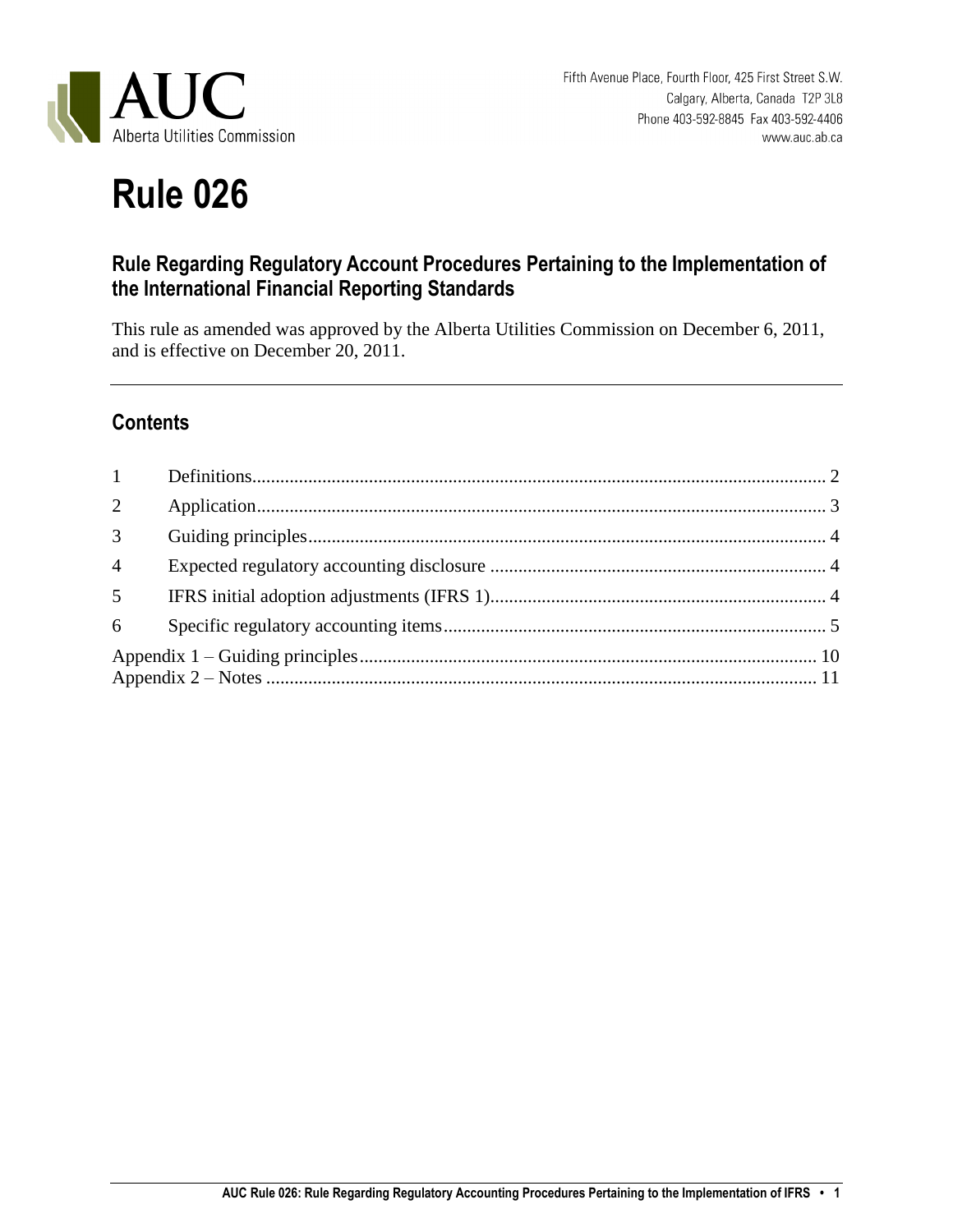AUC
Alberta Utilities Commission

Fifth Avenue Place, Fourth Floor, 425 First Street S.W.
Calgary, Alberta, Canada T2P 3L8
Phone 403-592-8845 Fax 403-592-4406
www.auc.ab.ca

# Rule 026

## Rule Regarding Regulatory Account Procedures Pertaining to the Implementation of the International Financial Reporting Standards

This rule as amended was approved by the Alberta Utilities Commission on December 6, 2011, and is effective on December 20, 2011.

---

## Contents

| | | |
|---|---|---|
| 1 | Definitions | 2 |
| 2 | Application | 3 |
| 3 | Guiding principles | 4 |
| 4 | Expected regulatory accounting disclosure | 4 |
| 5 | IFRS initial adoption adjustments (IFRS 1) | 4 |
| 6 | Specific regulatory accounting items | 5 |
| Appendix 1 – Guiding principles | | 10 |
| Appendix 2 – Notes | | 11 |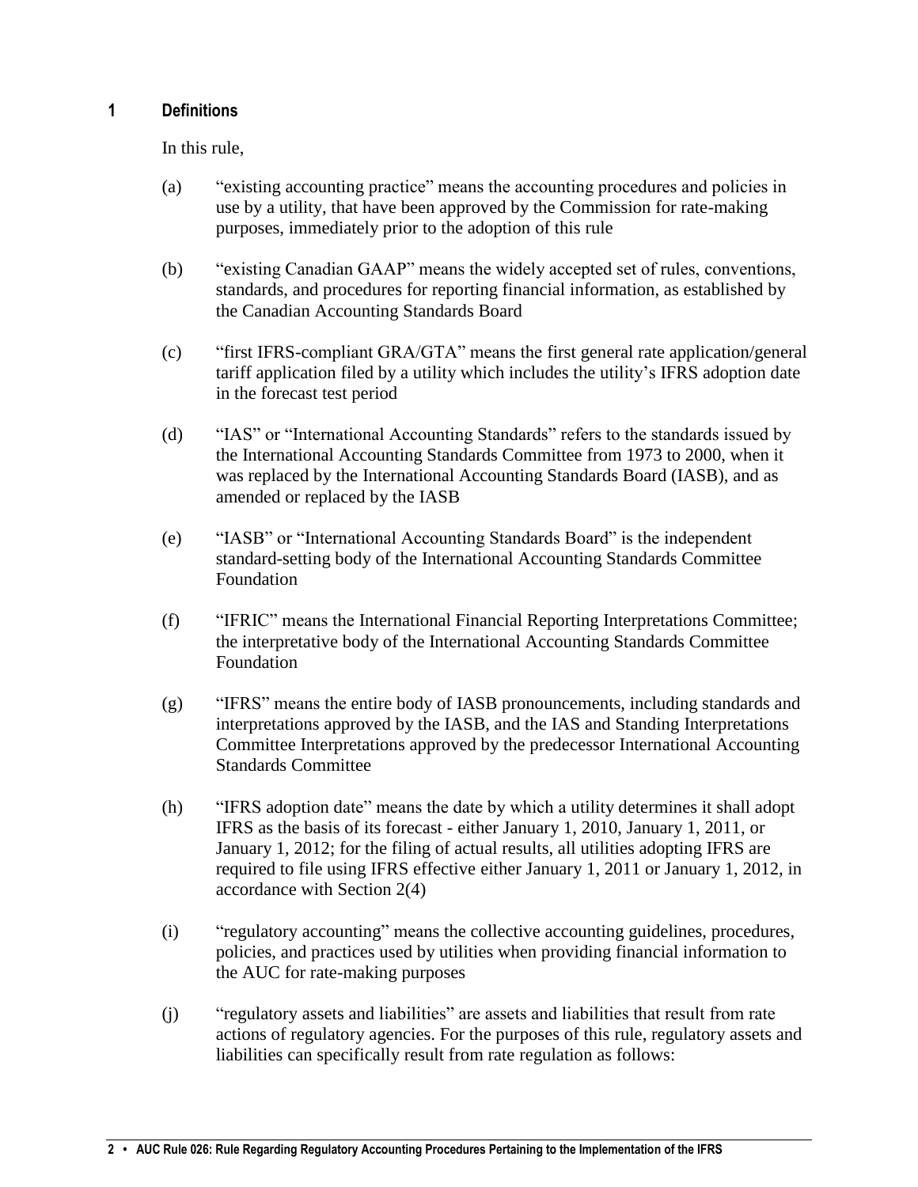## 1 Definitions

In this rule,

(a) "existing accounting practice" means the accounting procedures and policies in use by a utility, that have been approved by the Commission for rate-making purposes, immediately prior to the adoption of this rule

(b) "existing Canadian GAAP" means the widely accepted set of rules, conventions, standards, and procedures for reporting financial information, as established by the Canadian Accounting Standards Board

(c) "first IFRS-compliant GRA/GTA" means the first general rate application/general tariff application filed by a utility which includes the utility's IFRS adoption date in the forecast test period

(d) "IAS" or "International Accounting Standards" refers to the standards issued by the International Accounting Standards Committee from 1973 to 2000, when it was replaced by the International Accounting Standards Board (IASB), and as amended or replaced by the IASB

(e) "IASB" or "International Accounting Standards Board" is the independent standard-setting body of the International Accounting Standards Committee Foundation

(f) "IFRIC" means the International Financial Reporting Interpretations Committee; the interpretative body of the International Accounting Standards Committee Foundation

(g) "IFRS" means the entire body of IASB pronouncements, including standards and interpretations approved by the IASB, and the IAS and Standing Interpretations Committee Interpretations approved by the predecessor International Accounting Standards Committee

(h) "IFRS adoption date" means the date by which a utility determines it shall adopt IFRS as the basis of its forecast - either January 1, 2010, January 1, 2011, or January 1, 2012; for the filing of actual results, all utilities adopting IFRS are required to file using IFRS effective either January 1, 2011 or January 1, 2012, in accordance with Section 2(4)

(i) "regulatory accounting" means the collective accounting guidelines, procedures, policies, and practices used by utilities when providing financial information to the AUC for rate-making purposes

(j) "regulatory assets and liabilities" are assets and liabilities that result from rate actions of regulatory agencies. For the purposes of this rule, regulatory assets and liabilities can specifically result from rate regulation as follows: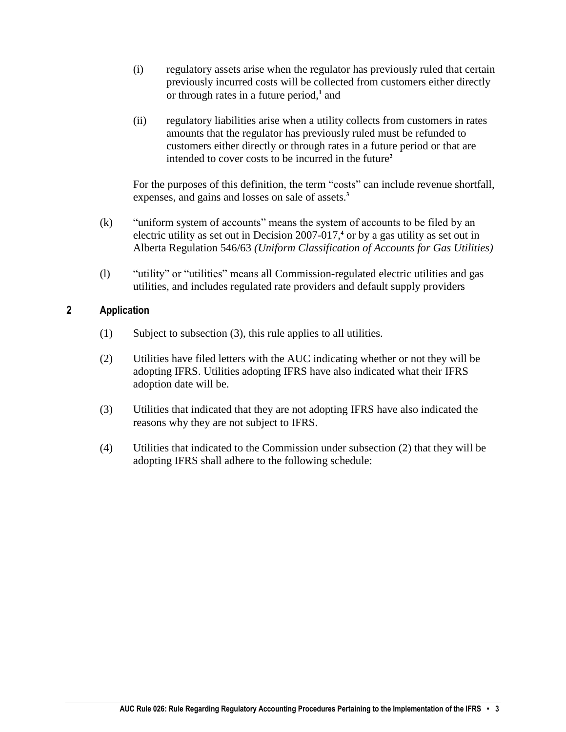(i) regulatory assets arise when the regulator has previously ruled that certain previously incurred costs will be collected from customers either directly or through rates in a future period,[1] and

(ii) regulatory liabilities arise when a utility collects from customers in rates amounts that the regulator has previously ruled must be refunded to customers either directly or through rates in a future period or that are intended to cover costs to be incurred in the future[2]

For the purposes of this definition, the term "costs" can include revenue shortfall, expenses, and gains and losses on sale of assets.[3]

(k) "uniform system of accounts" means the system of accounts to be filed by an electric utility as set out in Decision 2007-017,[4] or by a gas utility as set out in Alberta Regulation 546/63 *(Uniform Classification of Accounts for Gas Utilities)*

(l) "utility" or "utilities" means all Commission-regulated electric utilities and gas utilities, and includes regulated rate providers and default supply providers

## 2 Application

(1) Subject to subsection (3), this rule applies to all utilities.

(2) Utilities have filed letters with the AUC indicating whether or not they will be adopting IFRS. Utilities adopting IFRS have also indicated what their IFRS adoption date will be.

(3) Utilities that indicated that they are not adopting IFRS have also indicated the reasons why they are not subject to IFRS.

(4) Utilities that indicated to the Commission under subsection (2) that they will be adopting IFRS shall adhere to the following schedule: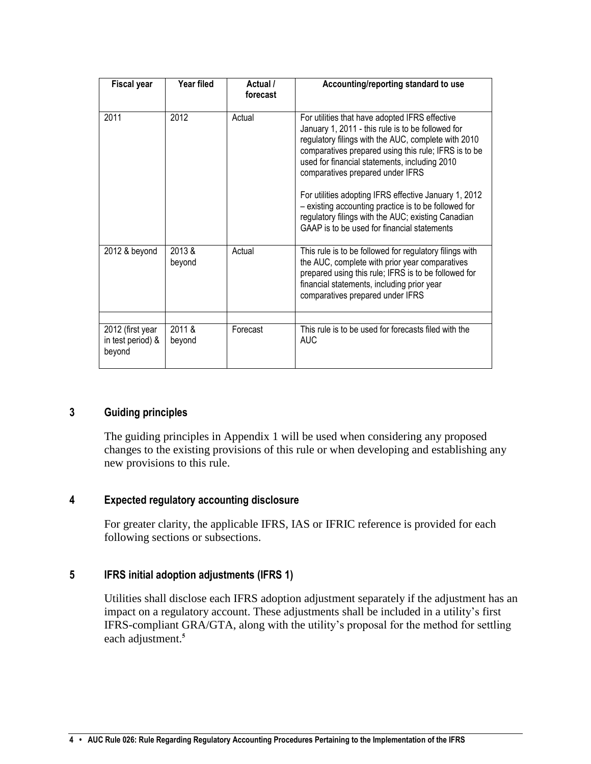| Fiscal year | Year filed | Actual / forecast | Accounting/reporting standard to use |
|---|---|---|---|
| 2011 | 2012 | Actual | For utilities that have adopted IFRS effective January 1, 2011 - this rule is to be followed for regulatory filings with the AUC, complete with 2010 comparatives prepared using this rule; IFRS is to be used for financial statements, including 2010 comparatives prepared under IFRS<br><br>For utilities adopting IFRS effective January 1, 2012 – existing accounting practice is to be followed for regulatory filings with the AUC; existing Canadian GAAP is to be used for financial statements |
| 2012 & beyond | 2013 & beyond | Actual | This rule is to be followed for regulatory filings with the AUC, complete with prior year comparatives prepared using this rule; IFRS is to be followed for financial statements, including prior year comparatives prepared under IFRS |
| | | | |
| 2012 (first year in test period) & beyond | 2011 & beyond | Forecast | This rule is to be used for forecasts filed with the AUC |

## 3 Guiding principles

The guiding principles in Appendix 1 will be used when considering any proposed changes to the existing provisions of this rule or when developing and establishing any new provisions to this rule.

## 4 Expected regulatory accounting disclosure

For greater clarity, the applicable IFRS, IAS or IFRIC reference is provided for each following sections or subsections.

## 5 IFRS initial adoption adjustments (IFRS 1)

Utilities shall disclose each IFRS adoption adjustment separately if the adjustment has an impact on a regulatory account. These adjustments shall be included in a utility's first IFRS-compliant GRA/GTA, along with the utility's proposal for the method for settling each adjustment.[5]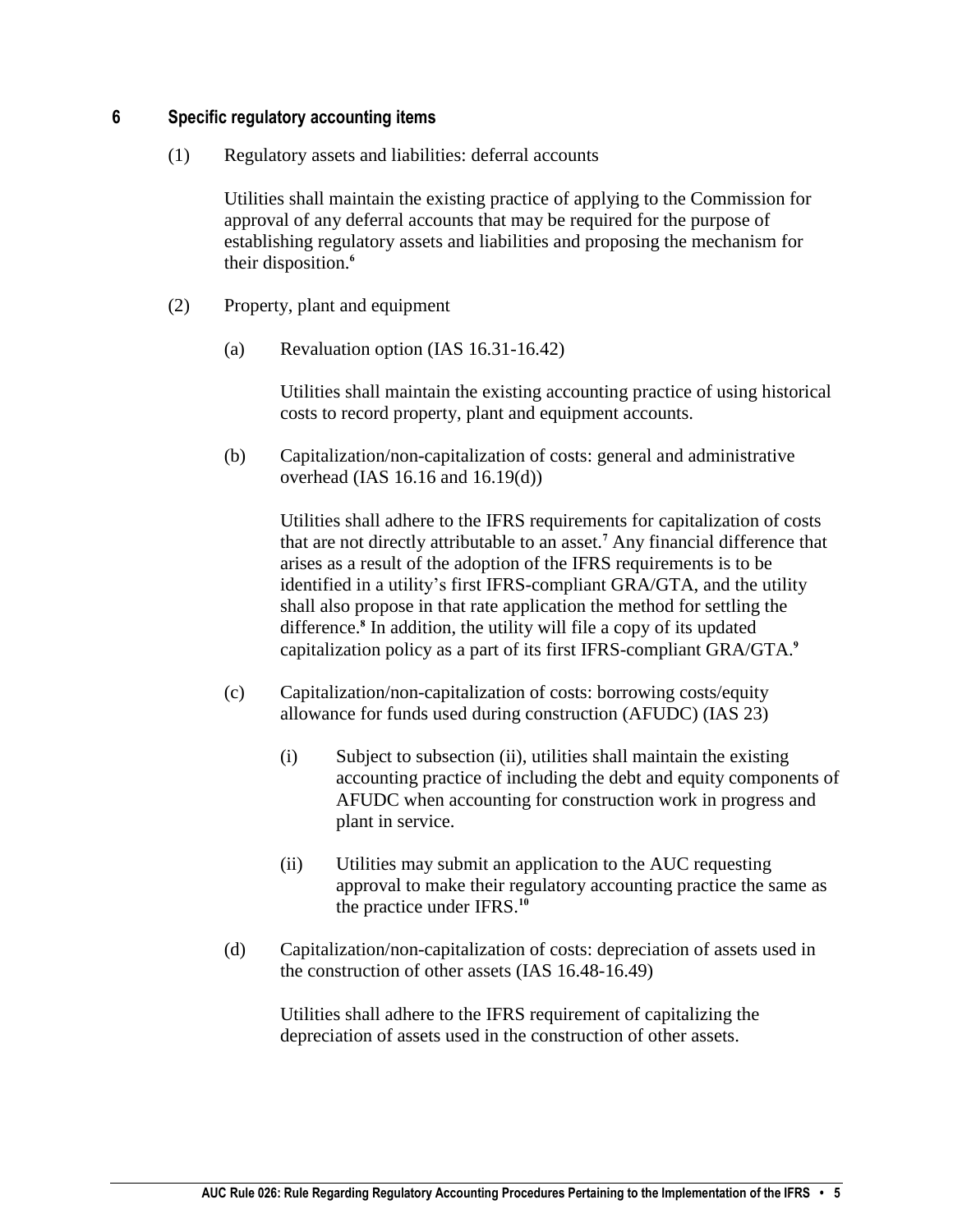## 6 Specific regulatory accounting items

(1) Regulatory assets and liabilities: deferral accounts

Utilities shall maintain the existing practice of applying to the Commission for approval of any deferral accounts that may be required for the purpose of establishing regulatory assets and liabilities and proposing the mechanism for their disposition.[6]

(2) Property, plant and equipment

(a) Revaluation option (IAS 16.31-16.42)

Utilities shall maintain the existing accounting practice of using historical costs to record property, plant and equipment accounts.

(b) Capitalization/non-capitalization of costs: general and administrative overhead (IAS 16.16 and 16.19(d))

Utilities shall adhere to the IFRS requirements for capitalization of costs that are not directly attributable to an asset.[7] Any financial difference that arises as a result of the adoption of the IFRS requirements is to be identified in a utility's first IFRS-compliant GRA/GTA, and the utility shall also propose in that rate application the method for settling the difference.[8] In addition, the utility will file a copy of its updated capitalization policy as a part of its first IFRS-compliant GRA/GTA.[9]

(c) Capitalization/non-capitalization of costs: borrowing costs/equity allowance for funds used during construction (AFUDC) (IAS 23)

(i) Subject to subsection (ii), utilities shall maintain the existing accounting practice of including the debt and equity components of AFUDC when accounting for construction work in progress and plant in service.

(ii) Utilities may submit an application to the AUC requesting approval to make their regulatory accounting practice the same as the practice under IFRS.[10]

(d) Capitalization/non-capitalization of costs: depreciation of assets used in the construction of other assets (IAS 16.48-16.49)

Utilities shall adhere to the IFRS requirement of capitalizing the depreciation of assets used in the construction of other assets.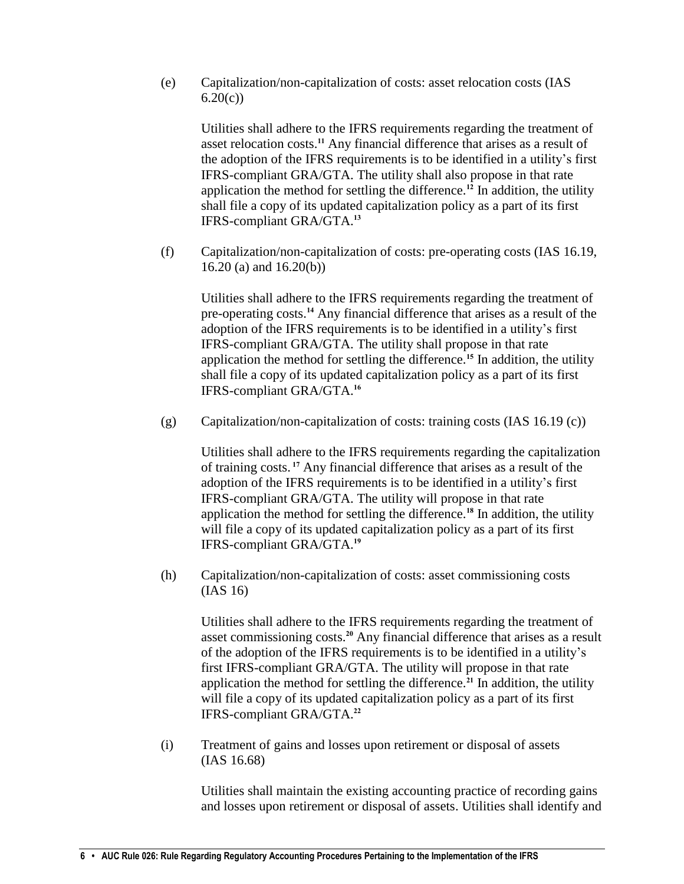(e) Capitalization/non-capitalization of costs: asset relocation costs (IAS 6.20(c))

Utilities shall adhere to the IFRS requirements regarding the treatment of asset relocation costs.[11] Any financial difference that arises as a result of the adoption of the IFRS requirements is to be identified in a utility's first IFRS-compliant GRA/GTA. The utility shall also propose in that rate application the method for settling the difference.[12] In addition, the utility shall file a copy of its updated capitalization policy as a part of its first IFRS-compliant GRA/GTA.[13]

(f) Capitalization/non-capitalization of costs: pre-operating costs (IAS 16.19, 16.20 (a) and 16.20(b))

Utilities shall adhere to the IFRS requirements regarding the treatment of pre-operating costs.[14] Any financial difference that arises as a result of the adoption of the IFRS requirements is to be identified in a utility's first IFRS-compliant GRA/GTA. The utility shall propose in that rate application the method for settling the difference.[15] In addition, the utility shall file a copy of its updated capitalization policy as a part of its first IFRS-compliant GRA/GTA.[16]

(g) Capitalization/non-capitalization of costs: training costs (IAS 16.19 (c))

Utilities shall adhere to the IFRS requirements regarding the capitalization of training costs.[17] Any financial difference that arises as a result of the adoption of the IFRS requirements is to be identified in a utility's first IFRS-compliant GRA/GTA. The utility will propose in that rate application the method for settling the difference.[18] In addition, the utility will file a copy of its updated capitalization policy as a part of its first IFRS-compliant GRA/GTA.[19]

(h) Capitalization/non-capitalization of costs: asset commissioning costs (IAS 16)

Utilities shall adhere to the IFRS requirements regarding the treatment of asset commissioning costs.[20] Any financial difference that arises as a result of the adoption of the IFRS requirements is to be identified in a utility's first IFRS-compliant GRA/GTA. The utility will propose in that rate application the method for settling the difference.[21] In addition, the utility will file a copy of its updated capitalization policy as a part of its first IFRS-compliant GRA/GTA.[22]

(i) Treatment of gains and losses upon retirement or disposal of assets (IAS 16.68)

Utilities shall maintain the existing accounting practice of recording gains and losses upon retirement or disposal of assets. Utilities shall identify and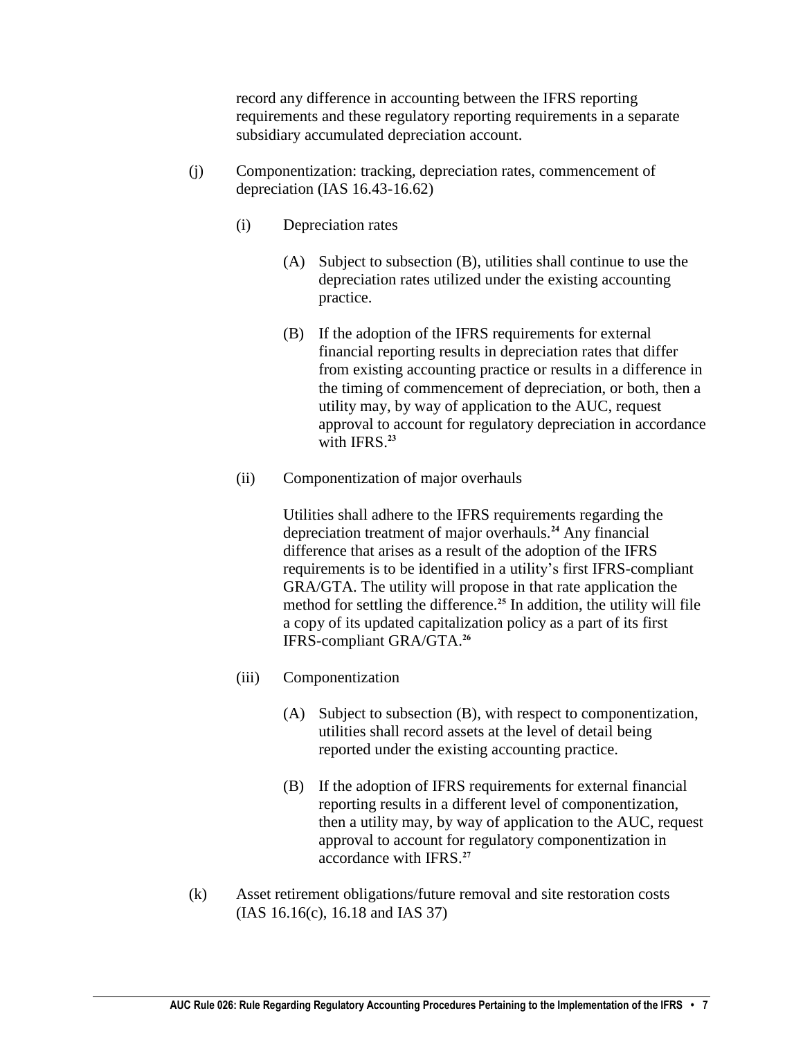record any difference in accounting between the IFRS reporting requirements and these regulatory reporting requirements in a separate subsidiary accumulated depreciation account.

(j) Componentization: tracking, depreciation rates, commencement of depreciation (IAS 16.43-16.62)

(i) Depreciation rates

(A) Subject to subsection (B), utilities shall continue to use the depreciation rates utilized under the existing accounting practice.

(B) If the adoption of the IFRS requirements for external financial reporting results in depreciation rates that differ from existing accounting practice or results in a difference in the timing of commencement of depreciation, or both, then a utility may, by way of application to the AUC, request approval to account for regulatory depreciation in accordance with IFRS.[23]

(ii) Componentization of major overhauls

Utilities shall adhere to the IFRS requirements regarding the depreciation treatment of major overhauls.[24] Any financial difference that arises as a result of the adoption of the IFRS requirements is to be identified in a utility's first IFRS-compliant GRA/GTA. The utility will propose in that rate application the method for settling the difference.[25] In addition, the utility will file a copy of its updated capitalization policy as a part of its first IFRS-compliant GRA/GTA.[26]

(iii) Componentization

(A) Subject to subsection (B), with respect to componentization, utilities shall record assets at the level of detail being reported under the existing accounting practice.

(B) If the adoption of IFRS requirements for external financial reporting results in a different level of componentization, then a utility may, by way of application to the AUC, request approval to account for regulatory componentization in accordance with IFRS.[27]

(k) Asset retirement obligations/future removal and site restoration costs (IAS 16.16(c), 16.18 and IAS 37)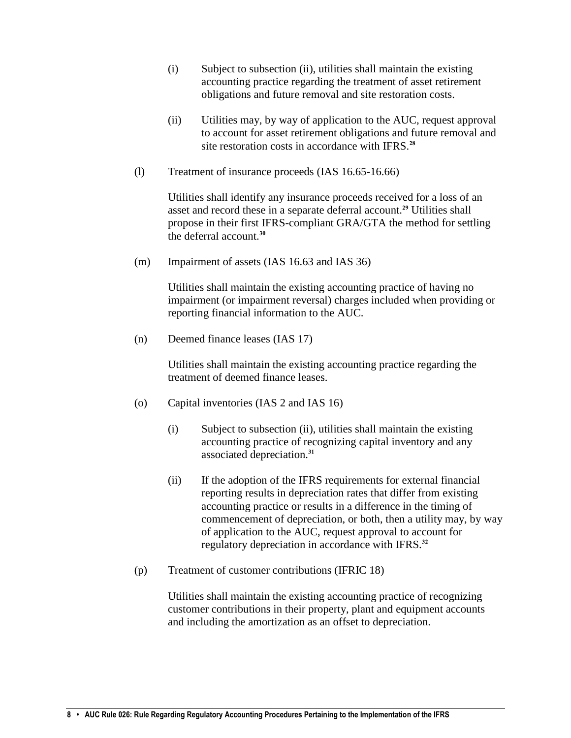(i) Subject to subsection (ii), utilities shall maintain the existing accounting practice regarding the treatment of asset retirement obligations and future removal and site restoration costs.

(ii) Utilities may, by way of application to the AUC, request approval to account for asset retirement obligations and future removal and site restoration costs in accordance with IFRS.[28]

(l) Treatment of insurance proceeds (IAS 16.65-16.66)

Utilities shall identify any insurance proceeds received for a loss of an asset and record these in a separate deferral account.[29] Utilities shall propose in their first IFRS-compliant GRA/GTA the method for settling the deferral account.[30]

(m) Impairment of assets (IAS 16.63 and IAS 36)

Utilities shall maintain the existing accounting practice of having no impairment (or impairment reversal) charges included when providing or reporting financial information to the AUC.

(n) Deemed finance leases (IAS 17)

Utilities shall maintain the existing accounting practice regarding the treatment of deemed finance leases.

(o) Capital inventories (IAS 2 and IAS 16)

(i) Subject to subsection (ii), utilities shall maintain the existing accounting practice of recognizing capital inventory and any associated depreciation.[31]

(ii) If the adoption of the IFRS requirements for external financial reporting results in depreciation rates that differ from existing accounting practice or results in a difference in the timing of commencement of depreciation, or both, then a utility may, by way of application to the AUC, request approval to account for regulatory depreciation in accordance with IFRS.[32]

(p) Treatment of customer contributions (IFRIC 18)

Utilities shall maintain the existing accounting practice of recognizing customer contributions in their property, plant and equipment accounts and including the amortization as an offset to depreciation.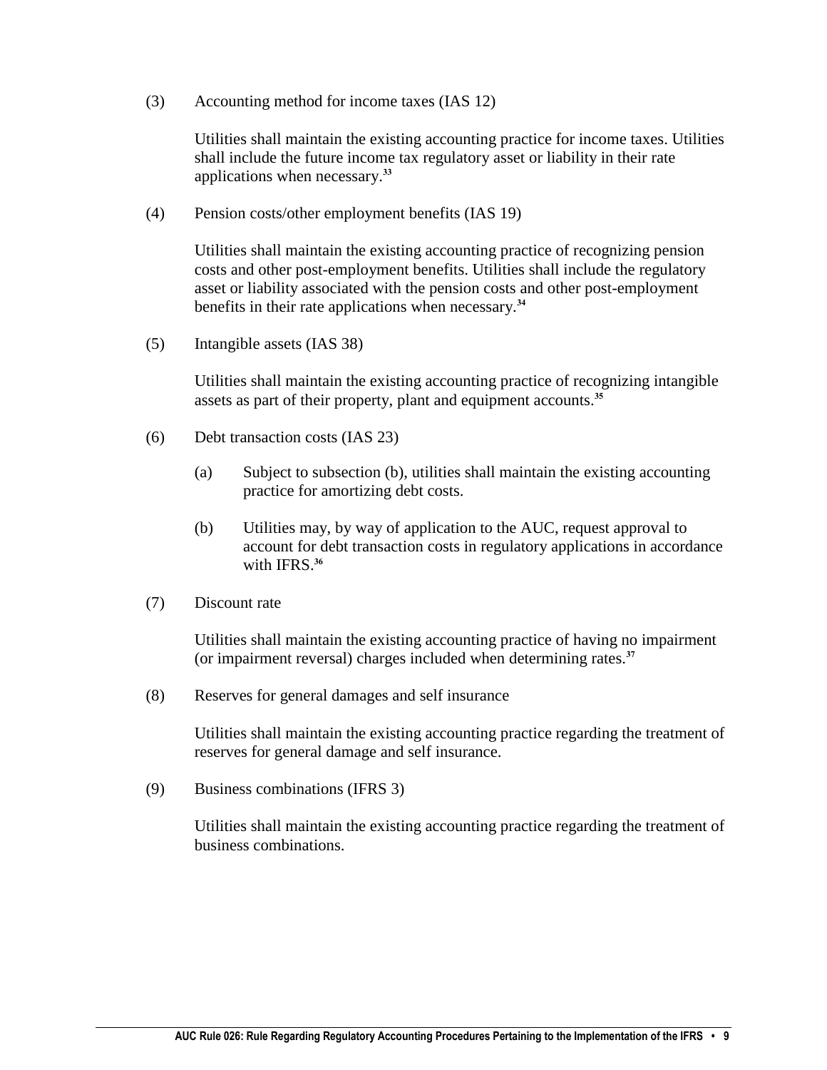(3) Accounting method for income taxes (IAS 12)

Utilities shall maintain the existing accounting practice for income taxes. Utilities shall include the future income tax regulatory asset or liability in their rate applications when necessary.[33]

(4) Pension costs/other employment benefits (IAS 19)

Utilities shall maintain the existing accounting practice of recognizing pension costs and other post-employment benefits. Utilities shall include the regulatory asset or liability associated with the pension costs and other post-employment benefits in their rate applications when necessary.[34]

(5) Intangible assets (IAS 38)

Utilities shall maintain the existing accounting practice of recognizing intangible assets as part of their property, plant and equipment accounts.[35]

(6) Debt transaction costs (IAS 23)

(a) Subject to subsection (b), utilities shall maintain the existing accounting practice for amortizing debt costs.

(b) Utilities may, by way of application to the AUC, request approval to account for debt transaction costs in regulatory applications in accordance with IFRS.[36]

(7) Discount rate

Utilities shall maintain the existing accounting practice of having no impairment (or impairment reversal) charges included when determining rates.[37]

(8) Reserves for general damages and self insurance

Utilities shall maintain the existing accounting practice regarding the treatment of reserves for general damage and self insurance.

(9) Business combinations (IFRS 3)

Utilities shall maintain the existing accounting practice regarding the treatment of business combinations.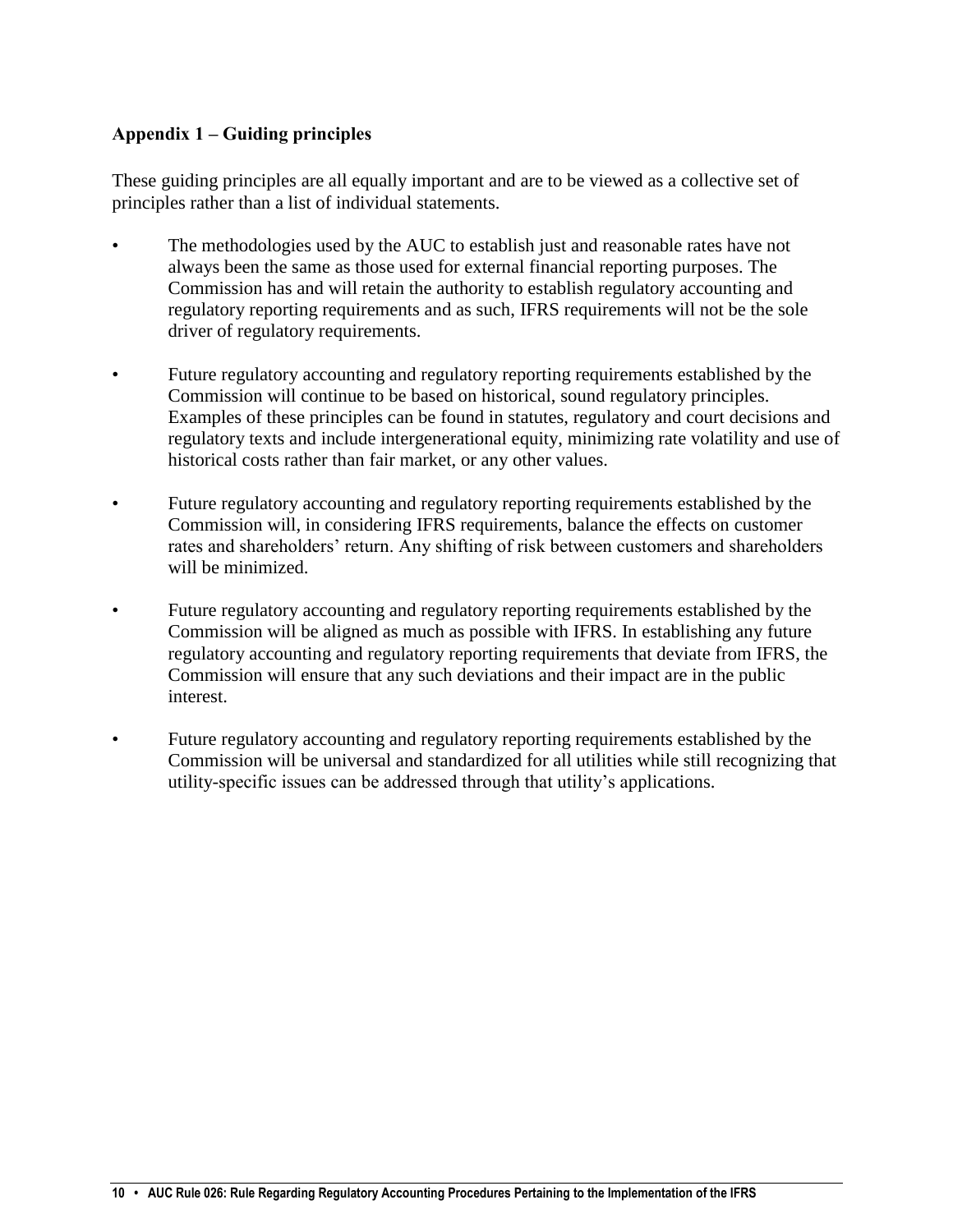**Appendix 1 – Guiding principles**

These guiding principles are all equally important and are to be viewed as a collective set of principles rather than a list of individual statements.

- The methodologies used by the AUC to establish just and reasonable rates have not always been the same as those used for external financial reporting purposes. The Commission has and will retain the authority to establish regulatory accounting and regulatory reporting requirements and as such, IFRS requirements will not be the sole driver of regulatory requirements.

- Future regulatory accounting and regulatory reporting requirements established by the Commission will continue to be based on historical, sound regulatory principles. Examples of these principles can be found in statutes, regulatory and court decisions and regulatory texts and include intergenerational equity, minimizing rate volatility and use of historical costs rather than fair market, or any other values.

- Future regulatory accounting and regulatory reporting requirements established by the Commission will, in considering IFRS requirements, balance the effects on customer rates and shareholders' return. Any shifting of risk between customers and shareholders will be minimized.

- Future regulatory accounting and regulatory reporting requirements established by the Commission will be aligned as much as possible with IFRS. In establishing any future regulatory accounting and regulatory reporting requirements that deviate from IFRS, the Commission will ensure that any such deviations and their impact are in the public interest.

- Future regulatory accounting and regulatory reporting requirements established by the Commission will be universal and standardized for all utilities while still recognizing that utility-specific issues can be addressed through that utility's applications.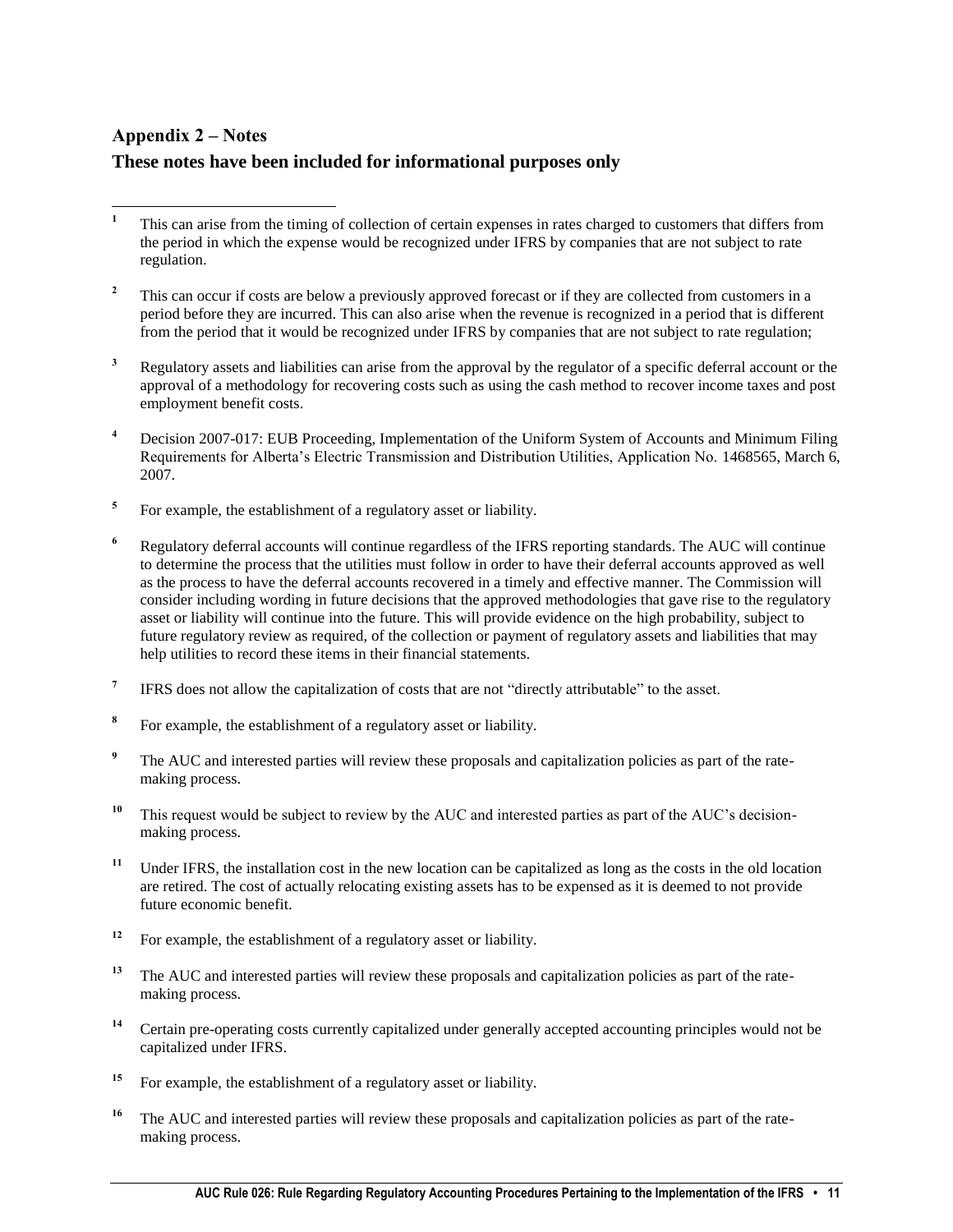## Appendix 2 – Notes

## These notes have been included for informational purposes only

[1] This can arise from the timing of collection of certain expenses in rates charged to customers that differs from the period in which the expense would be recognized under IFRS by companies that are not subject to rate regulation.

[2] This can occur if costs are below a previously approved forecast or if they are collected from customers in a period before they are incurred. This can also arise when the revenue is recognized in a period that is different from the period that it would be recognized under IFRS by companies that are not subject to rate regulation;

[3] Regulatory assets and liabilities can arise from the approval by the regulator of a specific deferral account or the approval of a methodology for recovering costs such as using the cash method to recover income taxes and post employment benefit costs.

[4] Decision 2007-017: EUB Proceeding, Implementation of the Uniform System of Accounts and Minimum Filing Requirements for Alberta's Electric Transmission and Distribution Utilities, Application No. 1468565, March 6, 2007.

[5] For example, the establishment of a regulatory asset or liability.

[6] Regulatory deferral accounts will continue regardless of the IFRS reporting standards. The AUC will continue to determine the process that the utilities must follow in order to have their deferral accounts approved as well as the process to have the deferral accounts recovered in a timely and effective manner. The Commission will consider including wording in future decisions that the approved methodologies that gave rise to the regulatory asset or liability will continue into the future. This will provide evidence on the high probability, subject to future regulatory review as required, of the collection or payment of regulatory assets and liabilities that may help utilities to record these items in their financial statements.

[7] IFRS does not allow the capitalization of costs that are not "directly attributable" to the asset.

[8] For example, the establishment of a regulatory asset or liability.

[9] The AUC and interested parties will review these proposals and capitalization policies as part of the rate-making process.

[10] This request would be subject to review by the AUC and interested parties as part of the AUC's decision-making process.

[11] Under IFRS, the installation cost in the new location can be capitalized as long as the costs in the old location are retired. The cost of actually relocating existing assets has to be expensed as it is deemed to not provide future economic benefit.

[12] For example, the establishment of a regulatory asset or liability.

[13] The AUC and interested parties will review these proposals and capitalization policies as part of the rate-making process.

[14] Certain pre-operating costs currently capitalized under generally accepted accounting principles would not be capitalized under IFRS.

[15] For example, the establishment of a regulatory asset or liability.

[16] The AUC and interested parties will review these proposals and capitalization policies as part of the rate-making process.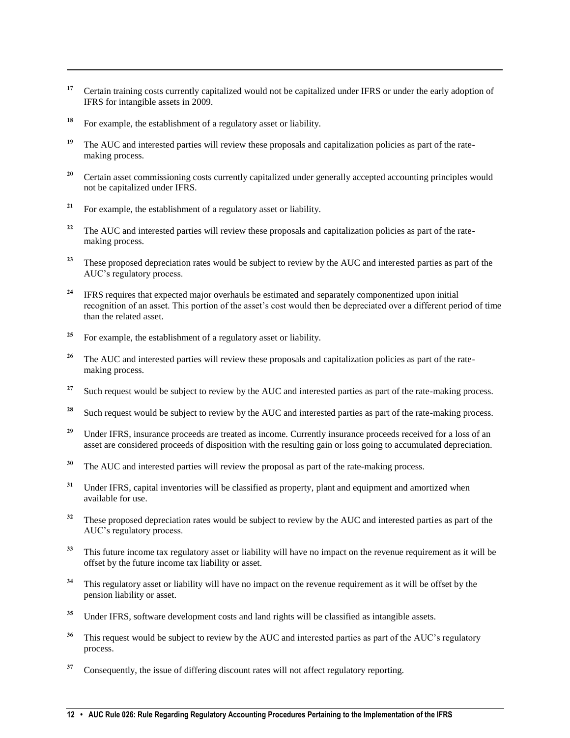[17] Certain training costs currently capitalized would not be capitalized under IFRS or under the early adoption of IFRS for intangible assets in 2009.

[18] For example, the establishment of a regulatory asset or liability.

[19] The AUC and interested parties will review these proposals and capitalization policies as part of the rate-making process.

[20] Certain asset commissioning costs currently capitalized under generally accepted accounting principles would not be capitalized under IFRS.

[21] For example, the establishment of a regulatory asset or liability.

[22] The AUC and interested parties will review these proposals and capitalization policies as part of the rate-making process.

[23] These proposed depreciation rates would be subject to review by the AUC and interested parties as part of the AUC's regulatory process.

[24] IFRS requires that expected major overhauls be estimated and separately componentized upon initial recognition of an asset. This portion of the asset's cost would then be depreciated over a different period of time than the related asset.

[25] For example, the establishment of a regulatory asset or liability.

[26] The AUC and interested parties will review these proposals and capitalization policies as part of the rate-making process.

[27] Such request would be subject to review by the AUC and interested parties as part of the rate-making process.

[28] Such request would be subject to review by the AUC and interested parties as part of the rate-making process.

[29] Under IFRS, insurance proceeds are treated as income. Currently insurance proceeds received for a loss of an asset are considered proceeds of disposition with the resulting gain or loss going to accumulated depreciation.

[30] The AUC and interested parties will review the proposal as part of the rate-making process.

[31] Under IFRS, capital inventories will be classified as property, plant and equipment and amortized when available for use.

[32] These proposed depreciation rates would be subject to review by the AUC and interested parties as part of the AUC's regulatory process.

[33] This future income tax regulatory asset or liability will have no impact on the revenue requirement as it will be offset by the future income tax liability or asset.

[34] This regulatory asset or liability will have no impact on the revenue requirement as it will be offset by the pension liability or asset.

[35] Under IFRS, software development costs and land rights will be classified as intangible assets.

[36] This request would be subject to review by the AUC and interested parties as part of the AUC's regulatory process.

[37] Consequently, the issue of differing discount rates will not affect regulatory reporting.